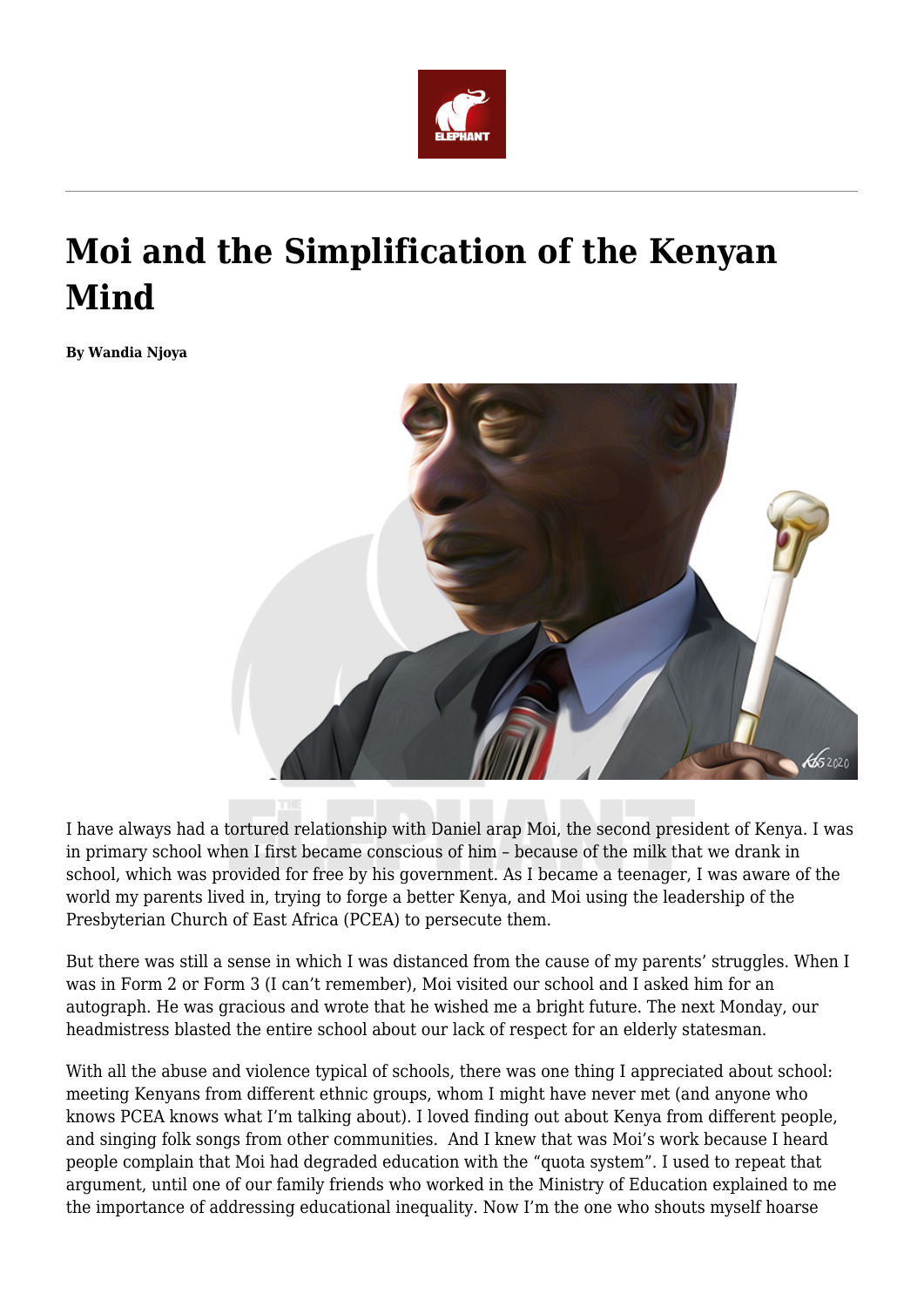# Moi and the Simplification of the Kenyan Mind

**By Wandia Njoya**

I have always had a tortured relationship with Daniel arap Moi, the second president of Kenya. I was in primary school when I first became conscious of him – because of the milk that we drank in school, which was provided for free by his government. As I became a teenager, I was aware of the world my parents lived in, trying to forge a better Kenya, and Moi using the leadership of the Presbyterian Church of East Africa (PCEA) to persecute them.

But there was still a sense in which I was distanced from the cause of my parents' struggles. When I was in Form 2 or Form 3 (I can't remember), Moi visited our school and I asked him for an autograph. He was gracious and wrote that he wished me a bright future. The next Monday, our headmistress blasted the entire school about our lack of respect for an elderly statesman.

With all the abuse and violence typical of schools, there was one thing I appreciated about school: meeting Kenyans from different ethnic groups, whom I might have never met (and anyone who knows PCEA knows what I'm talking about). I loved finding out about Kenya from different people, and singing folk songs from other communities. And I knew that was Moi's work because I heard people complain that Moi had degraded education with the "quota system". I used to repeat that argument, until one of our family friends who worked in the Ministry of Education explained to me the importance of addressing educational inequality. Now I'm the one who shouts myself hoarse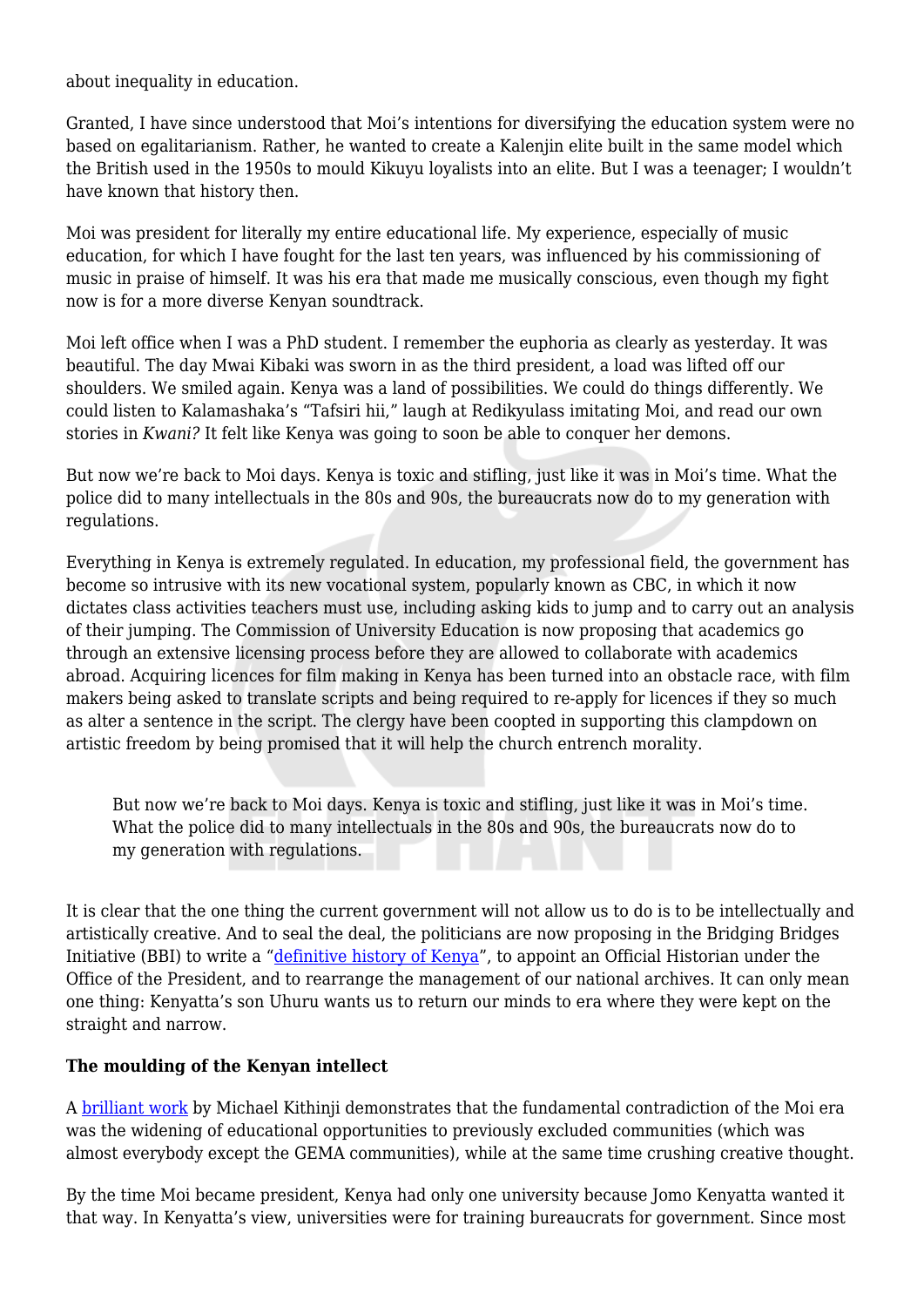about inequality in education.

Granted, I have since understood that Moi's intentions for diversifying the education system were no based on egalitarianism. Rather, he wanted to create a Kalenjin elite built in the same model which the British used in the 1950s to mould Kikuyu loyalists into an elite. But I was a teenager; I wouldn't have known that history then.

Moi was president for literally my entire educational life. My experience, especially of music education, for which I have fought for the last ten years, was influenced by his commissioning of music in praise of himself. It was his era that made me musically conscious, even though my fight now is for a more diverse Kenyan soundtrack.

Moi left office when I was a PhD student. I remember the euphoria as clearly as yesterday. It was beautiful. The day Mwai Kibaki was sworn in as the third president, a load was lifted off our shoulders. We smiled again. Kenya was a land of possibilities. We could do things differently. We could listen to Kalamashaka's "Tafsiri hii," laugh at Redikyulass imitating Moi, and read our own stories in *Kwani?* It felt like Kenya was going to soon be able to conquer her demons.

But now we're back to Moi days. Kenya is toxic and stifling, just like it was in Moi's time. What the police did to many intellectuals in the 80s and 90s, the bureaucrats now do to my generation with regulations.

Everything in Kenya is extremely regulated. In education, my professional field, the government has become so intrusive with its new vocational system, popularly known as CBC, in which it now dictates class activities teachers must use, including asking kids to jump and to carry out an analysis of their jumping. The Commission of University Education is now proposing that academics go through an extensive licensing process before they are allowed to collaborate with academics abroad. Acquiring licences for film making in Kenya has been turned into an obstacle race, with film makers being asked to translate scripts and being required to re-apply for licences if they so much as alter a sentence in the script. The clergy have been coopted in supporting this clampdown on artistic freedom by being promised that it will help the church entrench morality.

> But now we're back to Moi days. Kenya is toxic and stifling, just like it was in Moi's time. What the police did to many intellectuals in the 80s and 90s, the bureaucrats now do to my generation with regulations.

It is clear that the one thing the current government will not allow us to do is to be intellectually and artistically creative. And to seal the deal, the politicians are now proposing in the Bridging Bridges Initiative (BBI) to write a "definitive history of Kenya", to appoint an Official Historian under the Office of the President, and to rearrange the management of our national archives. It can only mean one thing: Kenyatta's son Uhuru wants us to return our minds to era where they were kept on the straight and narrow.

**The moulding of the Kenyan intellect**

A brilliant work by Michael Kithinji demonstrates that the fundamental contradiction of the Moi era was the widening of educational opportunities to previously excluded communities (which was almost everybody except the GEMA communities), while at the same time crushing creative thought.

By the time Moi became president, Kenya had only one university because Jomo Kenyatta wanted it that way. In Kenyatta's view, universities were for training bureaucrats for government. Since most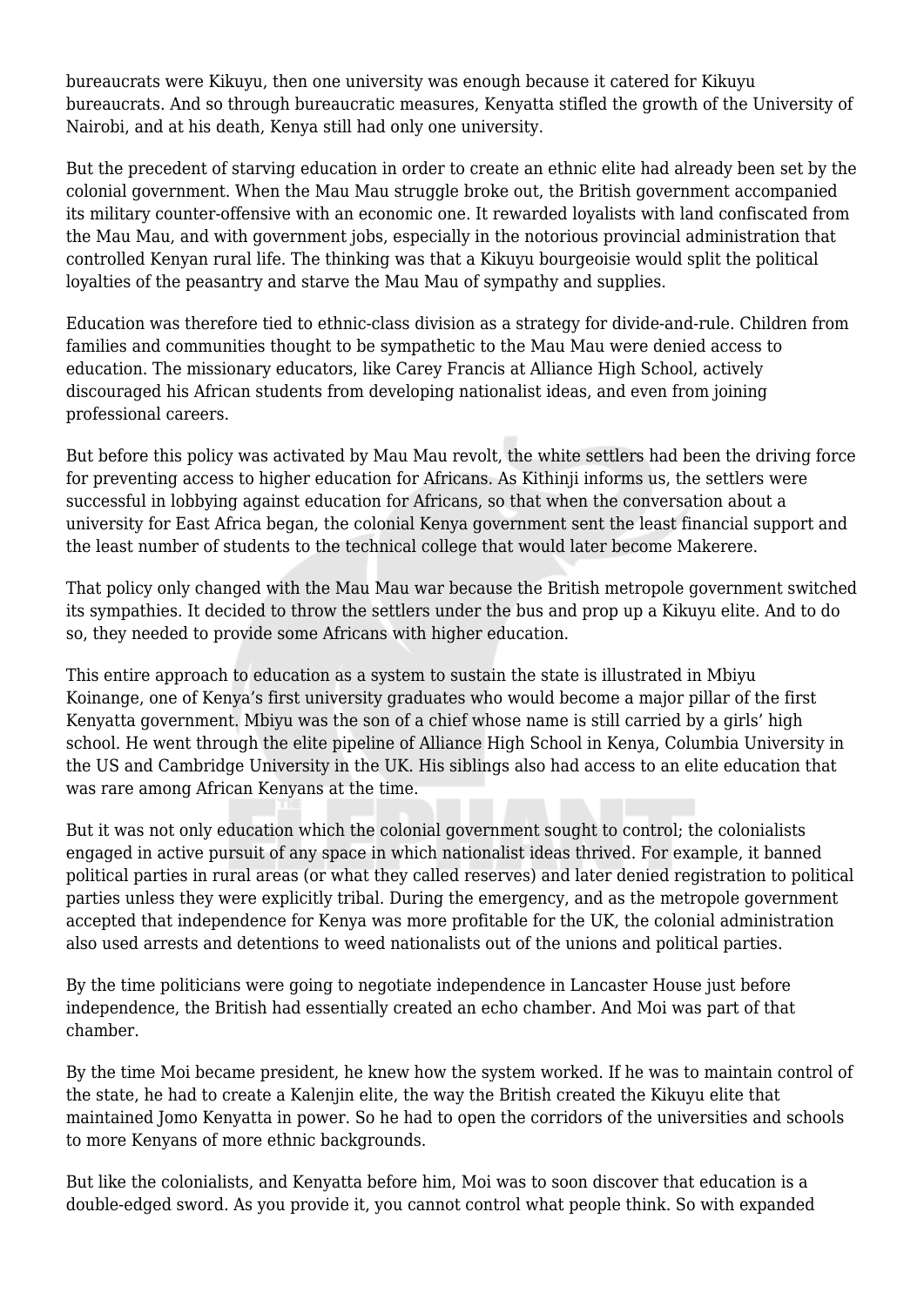bureaucrats were Kikuyu, then one university was enough because it catered for Kikuyu bureaucrats. And so through bureaucratic measures, Kenyatta stifled the growth of the University of Nairobi, and at his death, Kenya still had only one university.

But the precedent of starving education in order to create an ethnic elite had already been set by the colonial government. When the Mau Mau struggle broke out, the British government accompanied its military counter-offensive with an economic one. It rewarded loyalists with land confiscated from the Mau Mau, and with government jobs, especially in the notorious provincial administration that controlled Kenyan rural life. The thinking was that a Kikuyu bourgeoisie would split the political loyalties of the peasantry and starve the Mau Mau of sympathy and supplies.

Education was therefore tied to ethnic-class division as a strategy for divide-and-rule. Children from families and communities thought to be sympathetic to the Mau Mau were denied access to education. The missionary educators, like Carey Francis at Alliance High School, actively discouraged his African students from developing nationalist ideas, and even from joining professional careers.

But before this policy was activated by Mau Mau revolt, the white settlers had been the driving force for preventing access to higher education for Africans. As Kithinji informs us, the settlers were successful in lobbying against education for Africans, so that when the conversation about a university for East Africa began, the colonial Kenya government sent the least financial support and the least number of students to the technical college that would later become Makerere.

That policy only changed with the Mau Mau war because the British metropole government switched its sympathies. It decided to throw the settlers under the bus and prop up a Kikuyu elite. And to do so, they needed to provide some Africans with higher education.

This entire approach to education as a system to sustain the state is illustrated in Mbiyu Koinange, one of Kenya's first university graduates who would become a major pillar of the first Kenyatta government. Mbiyu was the son of a chief whose name is still carried by a girls' high school. He went through the elite pipeline of Alliance High School in Kenya, Columbia University in the US and Cambridge University in the UK. His siblings also had access to an elite education that was rare among African Kenyans at the time.

But it was not only education which the colonial government sought to control; the colonialists engaged in active pursuit of any space in which nationalist ideas thrived. For example, it banned political parties in rural areas (or what they called reserves) and later denied registration to political parties unless they were explicitly tribal. During the emergency, and as the metropole government accepted that independence for Kenya was more profitable for the UK, the colonial administration also used arrests and detentions to weed nationalists out of the unions and political parties.

By the time politicians were going to negotiate independence in Lancaster House just before independence, the British had essentially created an echo chamber. And Moi was part of that chamber.

By the time Moi became president, he knew how the system worked. If he was to maintain control of the state, he had to create a Kalenjin elite, the way the British created the Kikuyu elite that maintained Jomo Kenyatta in power. So he had to open the corridors of the universities and schools to more Kenyans of more ethnic backgrounds.

But like the colonialists, and Kenyatta before him, Moi was to soon discover that education is a double-edged sword. As you provide it, you cannot control what people think. So with expanded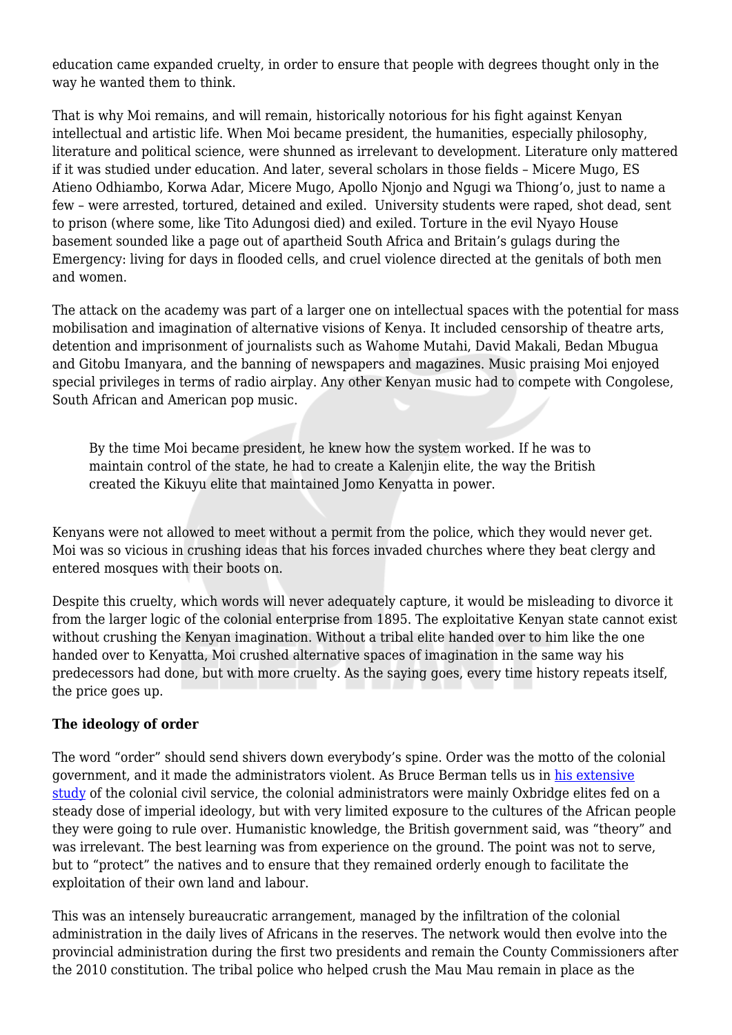education came expanded cruelty, in order to ensure that people with degrees thought only in the way he wanted them to think.

That is why Moi remains, and will remain, historically notorious for his fight against Kenyan intellectual and artistic life. When Moi became president, the humanities, especially philosophy, literature and political science, were shunned as irrelevant to development. Literature only mattered if it was studied under education. And later, several scholars in those fields – Micere Mugo, ES Atieno Odhiambo, Korwa Adar, Micere Mugo, Apollo Njonjo and Ngugi wa Thiong'o, just to name a few – were arrested, tortured, detained and exiled. University students were raped, shot dead, sent to prison (where some, like Tito Adungosi died) and exiled. Torture in the evil Nyayo House basement sounded like a page out of apartheid South Africa and Britain's gulags during the Emergency: living for days in flooded cells, and cruel violence directed at the genitals of both men and women.

The attack on the academy was part of a larger one on intellectual spaces with the potential for mass mobilisation and imagination of alternative visions of Kenya. It included censorship of theatre arts, detention and imprisonment of journalists such as Wahome Mutahi, David Makali, Bedan Mbugua and Gitobu Imanyara, and the banning of newspapers and magazines. Music praising Moi enjoyed special privileges in terms of radio airplay. Any other Kenyan music had to compete with Congolese, South African and American pop music.

> By the time Moi became president, he knew how the system worked. If he was to maintain control of the state, he had to create a Kalenjin elite, the way the British created the Kikuyu elite that maintained Jomo Kenyatta in power.

Kenyans were not allowed to meet without a permit from the police, which they would never get. Moi was so vicious in crushing ideas that his forces invaded churches where they beat clergy and entered mosques with their boots on.

Despite this cruelty, which words will never adequately capture, it would be misleading to divorce it from the larger logic of the colonial enterprise from 1895. The exploitative Kenyan state cannot exist without crushing the Kenyan imagination. Without a tribal elite handed over to him like the one handed over to Kenyatta, Moi crushed alternative spaces of imagination in the same way his predecessors had done, but with more cruelty. As the saying goes, every time history repeats itself, the price goes up.

**The ideology of order**

The word "order" should send shivers down everybody's spine. Order was the motto of the colonial government, and it made the administrators violent. As Bruce Berman tells us in his extensive study of the colonial civil service, the colonial administrators were mainly Oxbridge elites fed on a steady dose of imperial ideology, but with very limited exposure to the cultures of the African people they were going to rule over. Humanistic knowledge, the British government said, was "theory" and was irrelevant. The best learning was from experience on the ground. The point was not to serve, but to "protect" the natives and to ensure that they remained orderly enough to facilitate the exploitation of their own land and labour.

This was an intensely bureaucratic arrangement, managed by the infiltration of the colonial administration in the daily lives of Africans in the reserves. The network would then evolve into the provincial administration during the first two presidents and remain the County Commissioners after the 2010 constitution. The tribal police who helped crush the Mau Mau remain in place as the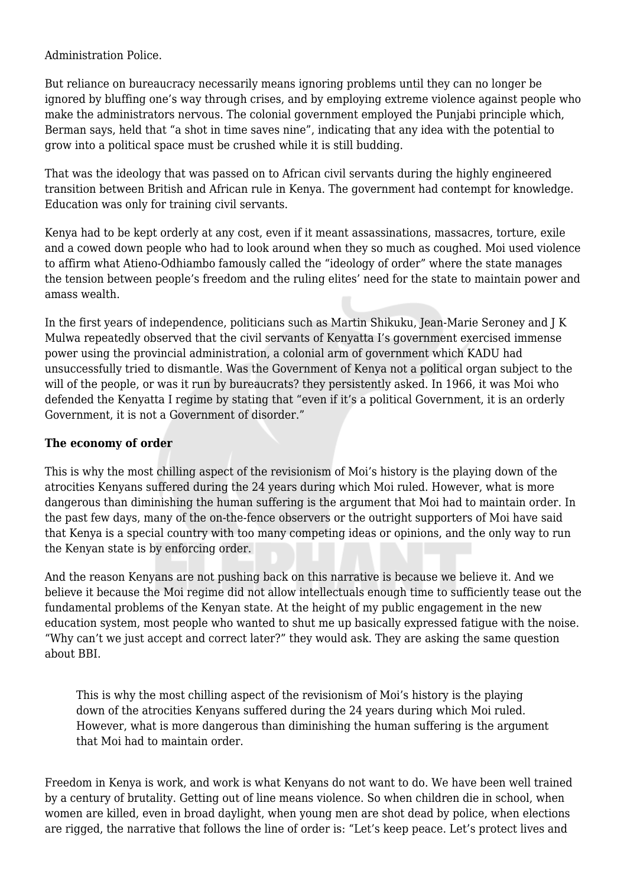Administration Police.

But reliance on bureaucracy necessarily means ignoring problems until they can no longer be ignored by bluffing one's way through crises, and by employing extreme violence against people who make the administrators nervous. The colonial government employed the Punjabi principle which, Berman says, held that "a shot in time saves nine", indicating that any idea with the potential to grow into a political space must be crushed while it is still budding.

That was the ideology that was passed on to African civil servants during the highly engineered transition between British and African rule in Kenya. The government had contempt for knowledge. Education was only for training civil servants.

Kenya had to be kept orderly at any cost, even if it meant assassinations, massacres, torture, exile and a cowed down people who had to look around when they so much as coughed. Moi used violence to affirm what Atieno-Odhiambo famously called the "ideology of order" where the state manages the tension between people's freedom and the ruling elites' need for the state to maintain power and amass wealth.

In the first years of independence, politicians such as Martin Shikuku, Jean-Marie Seroney and J K Mulwa repeatedly observed that the civil servants of Kenyatta I's government exercised immense power using the provincial administration, a colonial arm of government which KADU had unsuccessfully tried to dismantle. Was the Government of Kenya not a political organ subject to the will of the people, or was it run by bureaucrats? they persistently asked. In 1966, it was Moi who defended the Kenyatta I regime by stating that "even if it's a political Government, it is an orderly Government, it is not a Government of disorder."

**The economy of order**

This is why the most chilling aspect of the revisionism of Moi's history is the playing down of the atrocities Kenyans suffered during the 24 years during which Moi ruled. However, what is more dangerous than diminishing the human suffering is the argument that Moi had to maintain order. In the past few days, many of the on-the-fence observers or the outright supporters of Moi have said that Kenya is a special country with too many competing ideas or opinions, and the only way to run the Kenyan state is by enforcing order.

And the reason Kenyans are not pushing back on this narrative is because we believe it. And we believe it because the Moi regime did not allow intellectuals enough time to sufficiently tease out the fundamental problems of the Kenyan state. At the height of my public engagement in the new education system, most people who wanted to shut me up basically expressed fatigue with the noise. "Why can't we just accept and correct later?" they would ask. They are asking the same question about BBI.

> This is why the most chilling aspect of the revisionism of Moi's history is the playing down of the atrocities Kenyans suffered during the 24 years during which Moi ruled. However, what is more dangerous than diminishing the human suffering is the argument that Moi had to maintain order.

Freedom in Kenya is work, and work is what Kenyans do not want to do. We have been well trained by a century of brutality. Getting out of line means violence. So when children die in school, when women are killed, even in broad daylight, when young men are shot dead by police, when elections are rigged, the narrative that follows the line of order is: "Let's keep peace. Let's protect lives and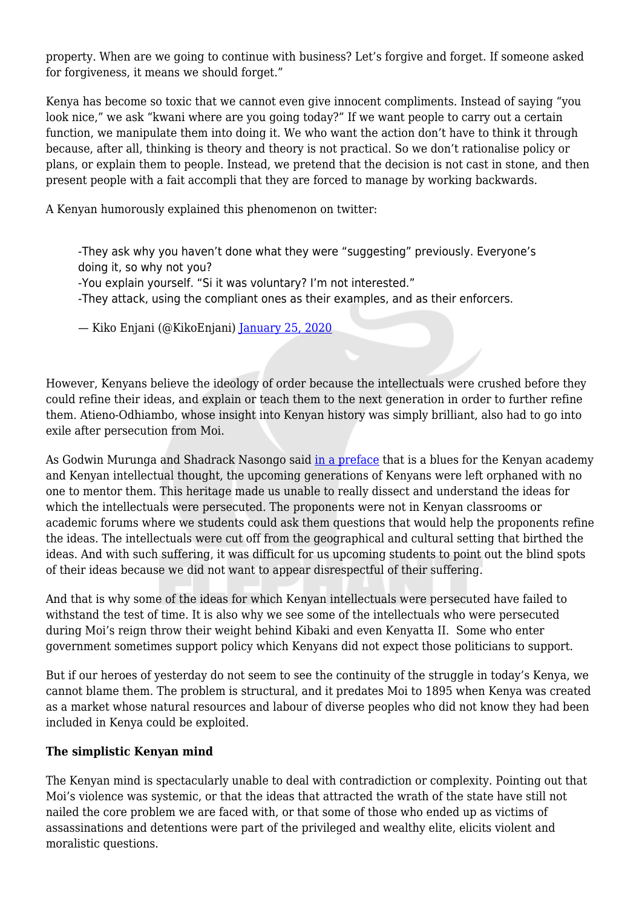property. When are we going to continue with business? Let's forgive and forget. If someone asked for forgiveness, it means we should forget."

Kenya has become so toxic that we cannot even give innocent compliments. Instead of saying "you look nice," we ask "kwani where are you going today?" If we want people to carry out a certain function, we manipulate them into doing it. We who want the action don't have to think it through because, after all, thinking is theory and theory is not practical. So we don't rationalise policy or plans, or explain them to people. Instead, we pretend that the decision is not cast in stone, and then present people with a fait accompli that they are forced to manage by working backwards.

A Kenyan humorously explained this phenomenon on twitter:

> -They ask why you haven't done what they were "suggesting" previously. Everyone's doing it, so why not you?
> -You explain yourself. "Si it was voluntary? I'm not interested."
> -They attack, using the compliant ones as their examples, and as their enforcers.
>
> — Kiko Enjani (@KikoEnjani) January 25, 2020

However, Kenyans believe the ideology of order because the intellectuals were crushed before they could refine their ideas, and explain or teach them to the next generation in order to further refine them. Atieno-Odhiambo, whose insight into Kenyan history was simply brilliant, also had to go into exile after persecution from Moi.

As Godwin Murunga and Shadrack Nasongo said in a preface that is a blues for the Kenyan academy and Kenyan intellectual thought, the upcoming generations of Kenyans were left orphaned with no one to mentor them. This heritage made us unable to really dissect and understand the ideas for which the intellectuals were persecuted. The proponents were not in Kenyan classrooms or academic forums where we students could ask them questions that would help the proponents refine the ideas. The intellectuals were cut off from the geographical and cultural setting that birthed the ideas. And with such suffering, it was difficult for us upcoming students to point out the blind spots of their ideas because we did not want to appear disrespectful of their suffering.

And that is why some of the ideas for which Kenyan intellectuals were persecuted have failed to withstand the test of time. It is also why we see some of the intellectuals who were persecuted during Moi's reign throw their weight behind Kibaki and even Kenyatta II. Some who enter government sometimes support policy which Kenyans did not expect those politicians to support.

But if our heroes of yesterday do not seem to see the continuity of the struggle in today's Kenya, we cannot blame them. The problem is structural, and it predates Moi to 1895 when Kenya was created as a market whose natural resources and labour of diverse peoples who did not know they had been included in Kenya could be exploited.

**The simplistic Kenyan mind**

The Kenyan mind is spectacularly unable to deal with contradiction or complexity. Pointing out that Moi's violence was systemic, or that the ideas that attracted the wrath of the state have still not nailed the core problem we are faced with, or that some of those who ended up as victims of assassinations and detentions were part of the privileged and wealthy elite, elicits violent and moralistic questions.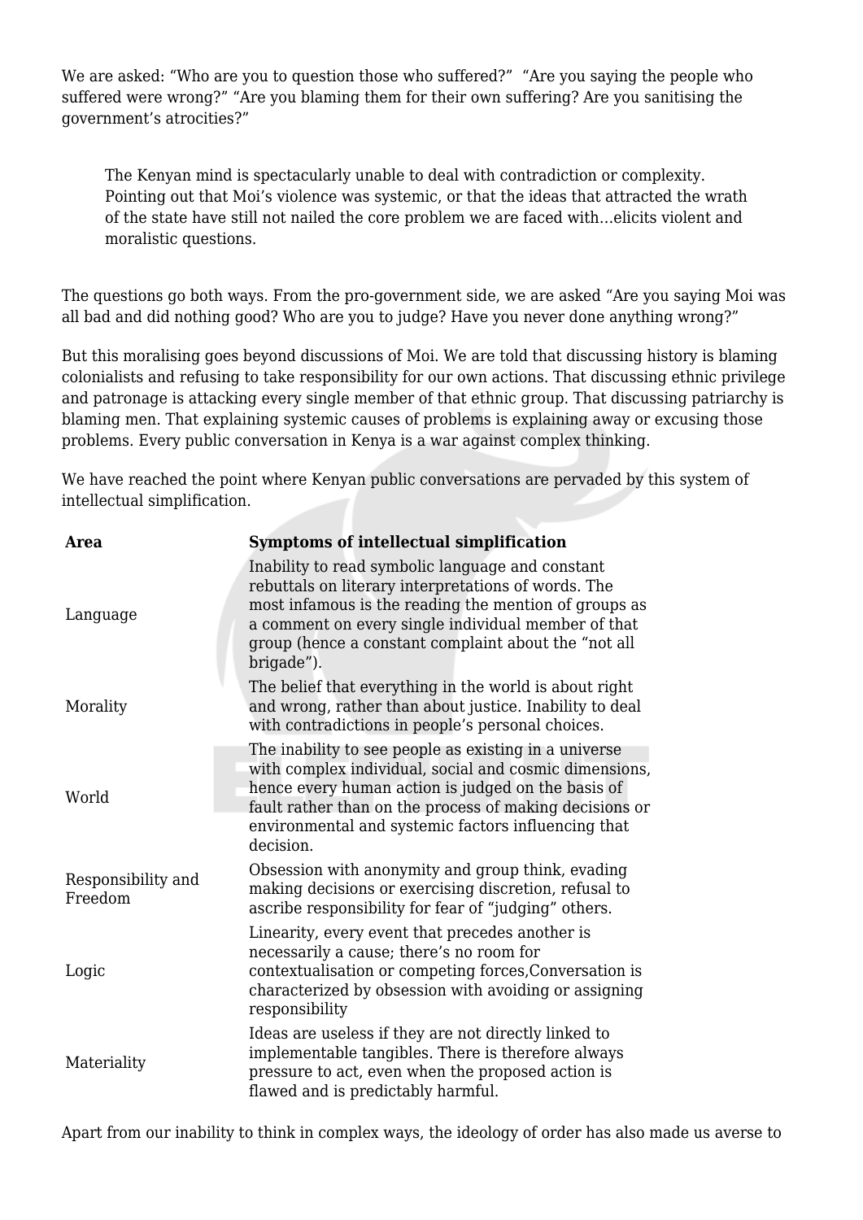We are asked: "Who are you to question those who suffered?"  "Are you saying the people who suffered were wrong?" "Are you blaming them for their own suffering? Are you sanitising the government's atrocities?"

> The Kenyan mind is spectacularly unable to deal with contradiction or complexity. Pointing out that Moi's violence was systemic, or that the ideas that attracted the wrath of the state have still not nailed the core problem we are faced with…elicits violent and moralistic questions.

The questions go both ways. From the pro-government side, we are asked "Are you saying Moi was all bad and did nothing good? Who are you to judge? Have you never done anything wrong?"

But this moralising goes beyond discussions of Moi. We are told that discussing history is blaming colonialists and refusing to take responsibility for our own actions. That discussing ethnic privilege and patronage is attacking every single member of that ethnic group. That discussing patriarchy is blaming men. That explaining systemic causes of problems is explaining away or excusing those problems. Every public conversation in Kenya is a war against complex thinking.

We have reached the point where Kenyan public conversations are pervaded by this system of intellectual simplification.

| Area | Symptoms of intellectual simplification |
|---|---|
| Language | Inability to read symbolic language and constant rebuttals on literary interpretations of words. The most infamous is the reading the mention of groups as a comment on every single individual member of that group (hence a constant complaint about the "not all brigade"). |
| Morality | The belief that everything in the world is about right and wrong, rather than about justice. Inability to deal with contradictions in people's personal choices. |
| World | The inability to see people as existing in a universe with complex individual, social and cosmic dimensions, hence every human action is judged on the basis of fault rather than on the process of making decisions or environmental and systemic factors influencing that decision. |
| Responsibility and Freedom | Obsession with anonymity and group think, evading making decisions or exercising discretion, refusal to ascribe responsibility for fear of "judging" others. |
| Logic | Linearity, every event that precedes another is necessarily a cause; there's no room for contextualisation or competing forces,Conversation is characterized by obsession with avoiding or assigning responsibility |
| Materiality | Ideas are useless if they are not directly linked to implementable tangibles. There is therefore always pressure to act, even when the proposed action is flawed and is predictably harmful. |

Apart from our inability to think in complex ways, the ideology of order has also made us averse to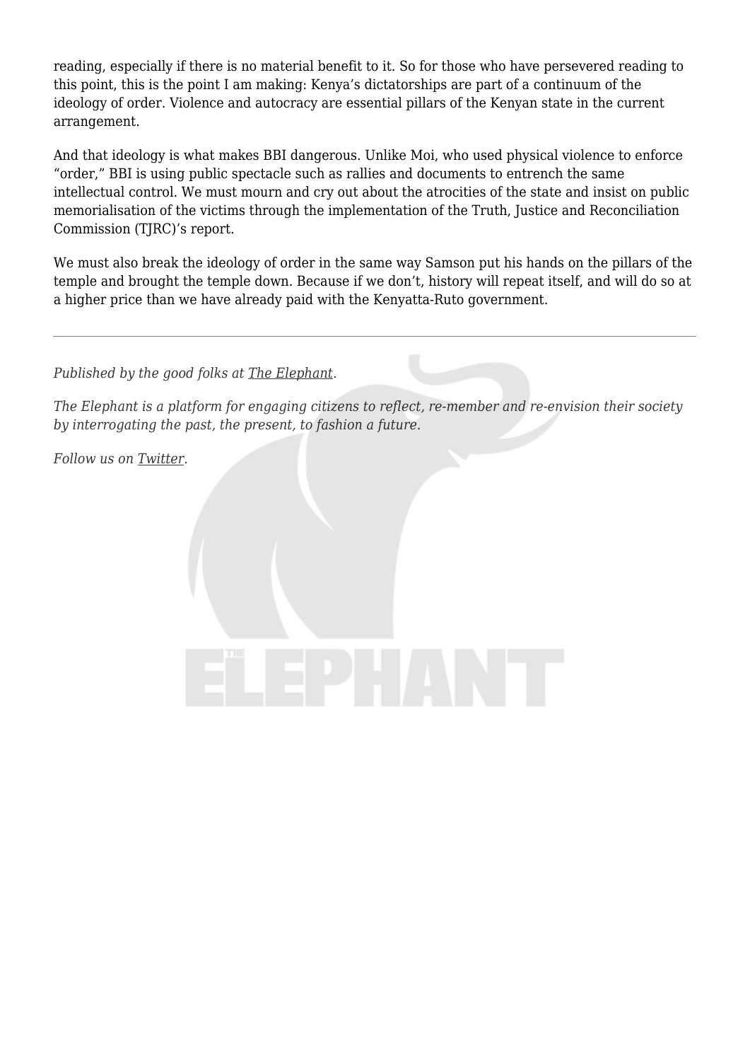reading, especially if there is no material benefit to it. So for those who have persevered reading to this point, this is the point I am making: Kenya's dictatorships are part of a continuum of the ideology of order. Violence and autocracy are essential pillars of the Kenyan state in the current arrangement.

And that ideology is what makes BBI dangerous. Unlike Moi, who used physical violence to enforce "order," BBI is using public spectacle such as rallies and documents to entrench the same intellectual control. We must mourn and cry out about the atrocities of the state and insist on public memorialisation of the victims through the implementation of the Truth, Justice and Reconciliation Commission (TJRC)'s report.

We must also break the ideology of order in the same way Samson put his hands on the pillars of the temple and brought the temple down. Because if we don't, history will repeat itself, and will do so at a higher price than we have already paid with the Kenyatta-Ruto government.

---

*Published by the good folks at The Elephant.*

*The Elephant is a platform for engaging citizens to reflect, re-member and re-envision their society by interrogating the past, the present, to fashion a future.*

*Follow us on Twitter.*